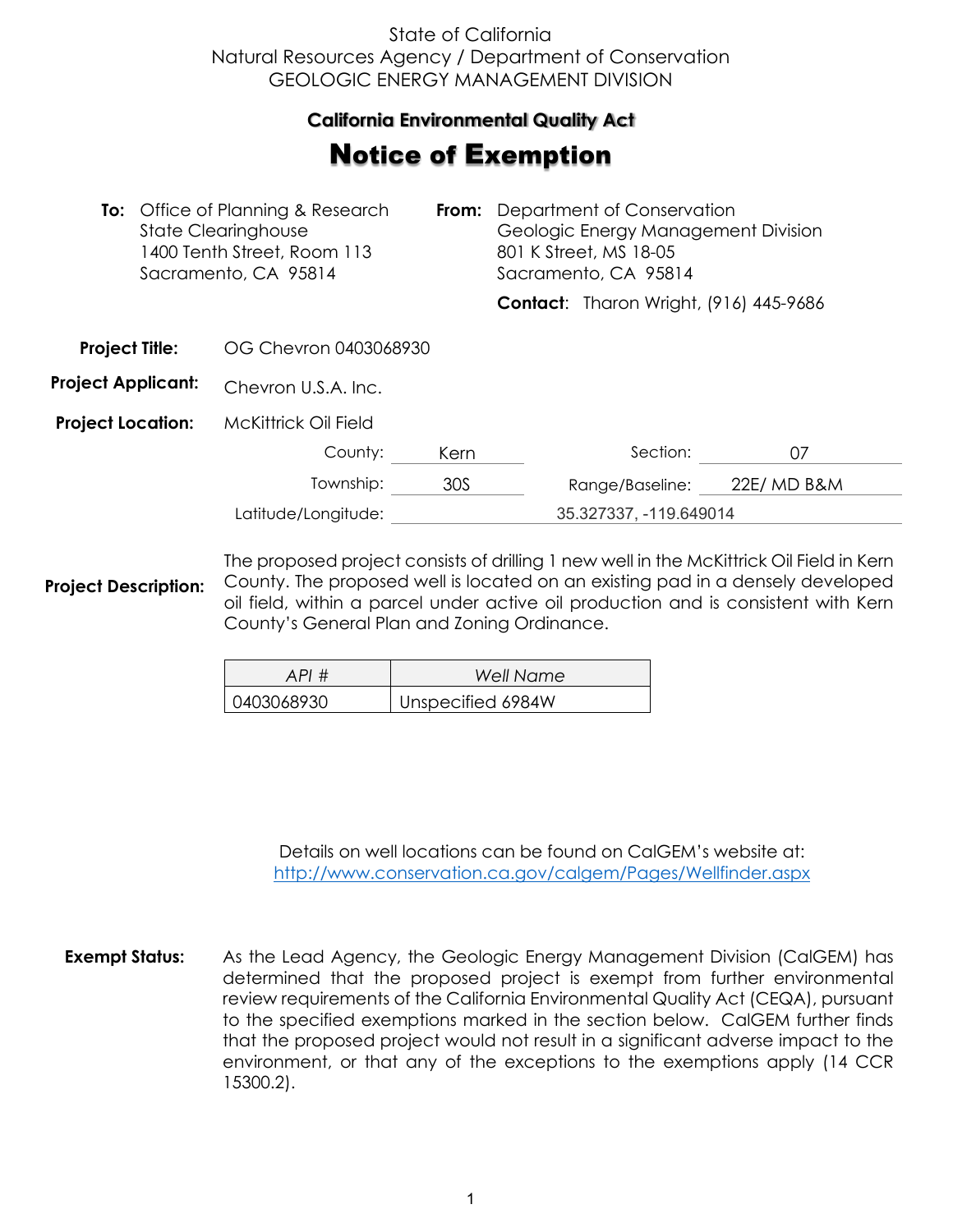State of California
Natural Resources Agency / Department of Conservation
GEOLOGIC ENERGY MANAGEMENT DIVISION

## California Environmental Quality Act

# Notice of Exemption

**To:** Office of Planning & Research
State Clearinghouse
1400 Tenth Street, Room 113
Sacramento, CA 95814

**From:** Department of Conservation
Geologic Energy Management Division
801 K Street, MS 18-05
Sacramento, CA 95814

**Contact**: Tharon Wright, (916) 445-9686

**Project Title:** OG Chevron 0403068930

**Project Applicant:** Chevron U.S.A. Inc.

**Project Location:** McKittrick Oil Field

County: Kern
Section: 07
Township: 30S
Range/Baseline: 22E/ MD B&M
Latitude/Longitude: 35.327337, -119.649014

**Project Description:** The proposed project consists of drilling 1 new well in the McKittrick Oil Field in Kern County. The proposed well is located on an existing pad in a densely developed oil field, within a parcel under active oil production and is consistent with Kern County's General Plan and Zoning Ordinance.

| *API #* | *Well Name* |
| --- | --- |
| 0403068930 | Unspecified 6984W |

Details on well locations can be found on CalGEM's website at:
http://www.conservation.ca.gov/calgem/Pages/Wellfinder.aspx

**Exempt Status:** As the Lead Agency, the Geologic Energy Management Division (CalGEM) has determined that the proposed project is exempt from further environmental review requirements of the California Environmental Quality Act (CEQA), pursuant to the specified exemptions marked in the section below. CalGEM further finds that the proposed project would not result in a significant adverse impact to the environment, or that any of the exceptions to the exemptions apply (14 CCR 15300.2).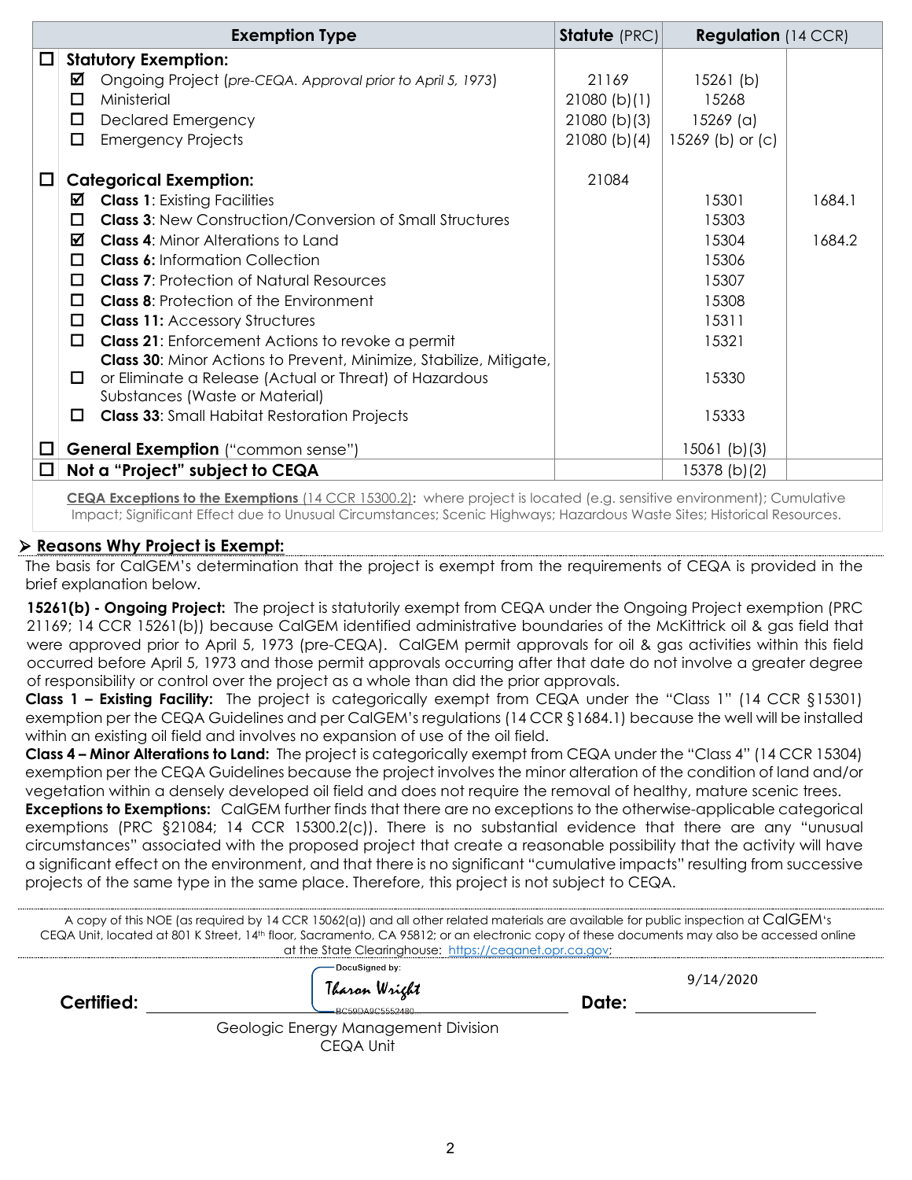| | Exemption Type | Statute (PRC) | Regulation (14 CCR) | |
|---|---|---|---|---|
| ☐ | **Statutory Exemption:** | | | |
| | ☑ Ongoing Project (*pre-CEQA. Approval prior to April 5, 1973*) | 21169 | 15261 (b) | |
| | ☐ Ministerial | 21080 (b)(1) | 15268 | |
| | ☐ Declared Emergency | 21080 (b)(3) | 15269 (a) | |
| | ☐ Emergency Projects | 21080 (b)(4) | 15269 (b) or (c) | |
| ☐ | **Categorical Exemption:** | 21084 | | |
| | ☑ **Class 1**: Existing Facilities | | 15301 | 1684.1 |
| | ☐ **Class 3**: New Construction/Conversion of Small Structures | | 15303 | |
| | ☑ **Class 4**: Minor Alterations to Land | | 15304 | 1684.2 |
| | ☐ **Class 6:** Information Collection | | 15306 | |
| | ☐ **Class 7**: Protection of Natural Resources | | 15307 | |
| | ☐ **Class 8**: Protection of the Environment | | 15308 | |
| | ☐ **Class 11:** Accessory Structures | | 15311 | |
| | ☐ **Class 21**: Enforcement Actions to revoke a permit | | 15321 | |
| | ☐ **Class 30**: Minor Actions to Prevent, Minimize, Stabilize, Mitigate, or Eliminate a Release (Actual or Threat) of Hazardous Substances (Waste or Material) | | 15330 | |
| | ☐ **Class 33**: Small Habitat Restoration Projects | | 15333 | |
| ☐ | **General Exemption** ("common sense") | | 15061 (b)(3) | |
| ☐ | **Not a "Project" subject to CEQA** | | 15378 (b)(2) | |

**CEQA Exceptions to the Exemptions** (14 CCR 15300.2)**:** where project is located (e.g. sensitive environment); Cumulative Impact; Significant Effect due to Unusual Circumstances; Scenic Highways; Hazardous Waste Sites; Historical Resources.

## ➢ Reasons Why Project is Exempt:

The basis for CalGEM's determination that the project is exempt from the requirements of CEQA is provided in the brief explanation below.

**15261(b) - Ongoing Project:** The project is statutorily exempt from CEQA under the Ongoing Project exemption (PRC 21169; 14 CCR 15261(b)) because CalGEM identified administrative boundaries of the McKittrick oil & gas field that were approved prior to April 5, 1973 (pre-CEQA). CalGEM permit approvals for oil & gas activities within this field occurred before April 5, 1973 and those permit approvals occurring after that date do not involve a greater degree of responsibility or control over the project as a whole than did the prior approvals.

**Class 1 – Existing Facility:** The project is categorically exempt from CEQA under the "Class 1" (14 CCR §15301) exemption per the CEQA Guidelines and per CalGEM's regulations (14 CCR §1684.1) because the well will be installed within an existing oil field and involves no expansion of use of the oil field.

**Class 4 – Minor Alterations to Land:** The project is categorically exempt from CEQA under the "Class 4" (14 CCR 15304) exemption per the CEQA Guidelines because the project involves the minor alteration of the condition of land and/or vegetation within a densely developed oil field and does not require the removal of healthy, mature scenic trees.

**Exceptions to Exemptions:** CalGEM further finds that there are no exceptions to the otherwise-applicable categorical exemptions (PRC §21084; 14 CCR 15300.2(c)). There is no substantial evidence that there are any "unusual circumstances" associated with the proposed project that create a reasonable possibility that the activity will have a significant effect on the environment, and that there is no significant "cumulative impacts" resulting from successive projects of the same type in the same place. Therefore, this project is not subject to CEQA.

A copy of this NOE (as required by 14 CCR 15062(a)) and all other related materials are available for public inspection at CalGEM's CEQA Unit, located at 801 K Street, 14th floor, Sacramento, CA 95812; or an electronic copy of these documents may also be accessed online at the State Clearinghouse: https://ceqanet.opr.ca.gov;

**Certified:** DocuSigned by: Tharon Wright BC59DA9C5552480 **Date:** 9/14/2020

Geologic Energy Management Division
CEQA Unit